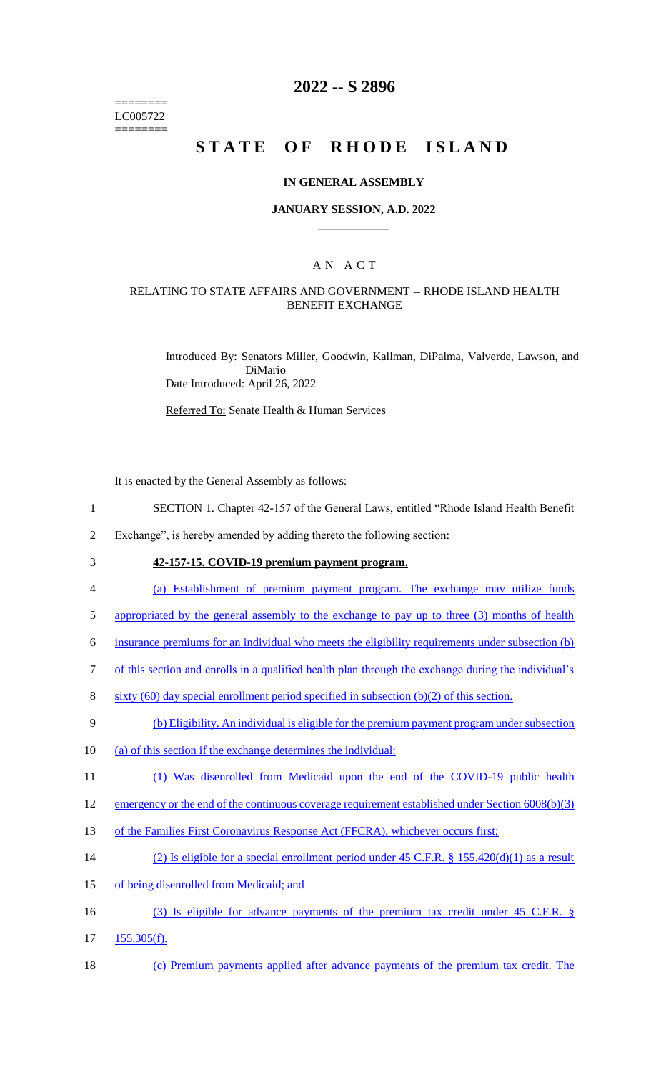========
LC005722
========

# 2022 -- S 2896

# STATE OF RHODE ISLAND

## IN GENERAL ASSEMBLY

### JANUARY SESSION, A.D. 2022

## A N A C T

### RELATING TO STATE AFFAIRS AND GOVERNMENT -- RHODE ISLAND HEALTH BENEFIT EXCHANGE

Introduced By: Senators Miller, Goodwin, Kallman, DiPalma, Valverde, Lawson, and DiMario
Date Introduced: April 26, 2022

Referred To: Senate Health & Human Services

It is enacted by the General Assembly as follows:

1 SECTION 1. Chapter 42-157 of the General Laws, entitled "Rhode Island Health Benefit
2 Exchange", is hereby amended by adding thereto the following section:
3 **42-157-15. COVID-19 premium payment program.**
4 (a) Establishment of premium payment program. The exchange may utilize funds
5 appropriated by the general assembly to the exchange to pay up to three (3) months of health
6 insurance premiums for an individual who meets the eligibility requirements under subsection (b)
7 of this section and enrolls in a qualified health plan through the exchange during the individual's
8 sixty (60) day special enrollment period specified in subsection (b)(2) of this section.
9 (b) Eligibility. An individual is eligible for the premium payment program under subsection
10 (a) of this section if the exchange determines the individual:
11 (1) Was disenrolled from Medicaid upon the end of the COVID-19 public health
12 emergency or the end of the continuous coverage requirement established under Section 6008(b)(3)
13 of the Families First Coronavirus Response Act (FFCRA), whichever occurs first;
14 (2) Is eligible for a special enrollment period under 45 C.F.R. § 155.420(d)(1) as a result
15 of being disenrolled from Medicaid; and
16 (3) Is eligible for advance payments of the premium tax credit under 45 C.F.R. §
17 155.305(f).
18 (c) Premium payments applied after advance payments of the premium tax credit. The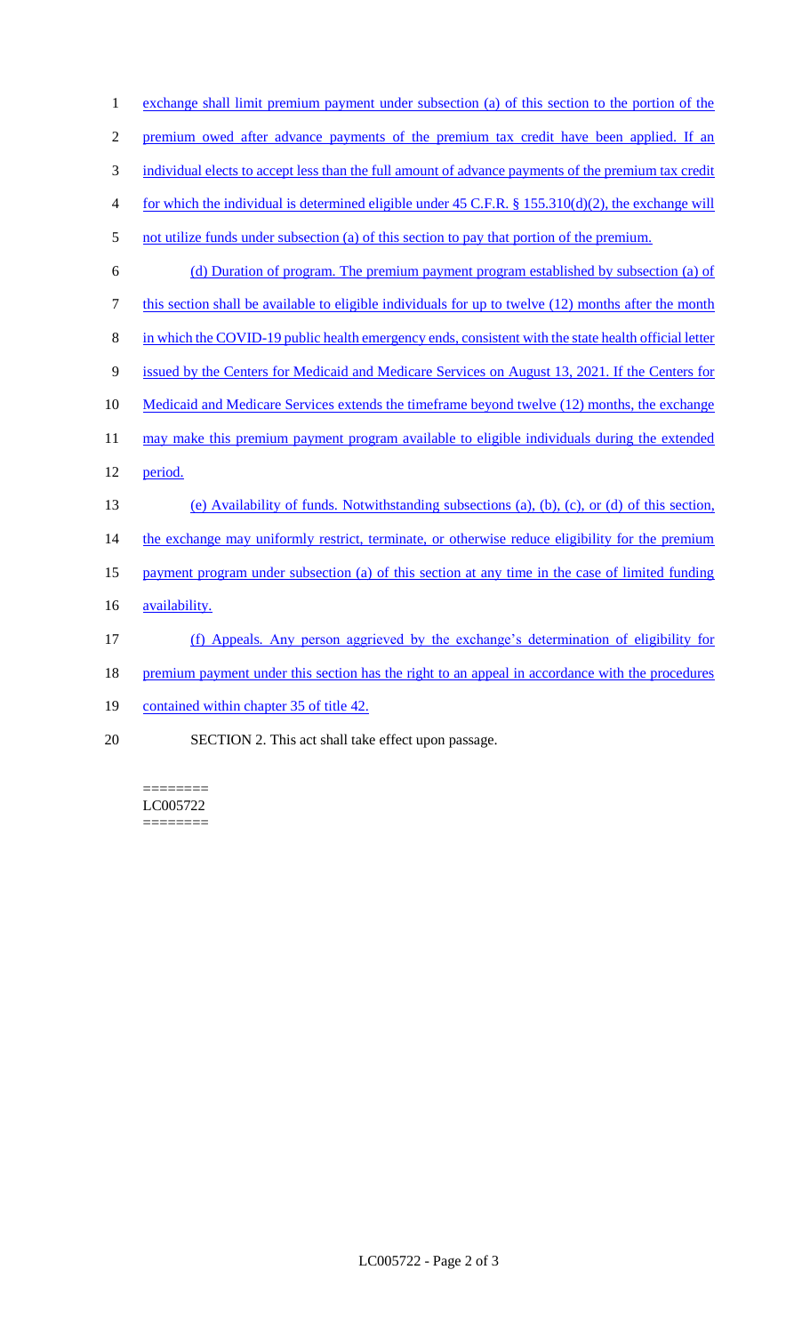exchange shall limit premium payment under subsection (a) of this section to the portion of the premium owed after advance payments of the premium tax credit have been applied. If an individual elects to accept less than the full amount of advance payments of the premium tax credit for which the individual is determined eligible under 45 C.F.R. § 155.310(d)(2), the exchange will not utilize funds under subsection (a) of this section to pay that portion of the premium.

(d) Duration of program. The premium payment program established by subsection (a) of this section shall be available to eligible individuals for up to twelve (12) months after the month in which the COVID-19 public health emergency ends, consistent with the state health official letter issued by the Centers for Medicaid and Medicare Services on August 13, 2021. If the Centers for Medicaid and Medicare Services extends the timeframe beyond twelve (12) months, the exchange may make this premium payment program available to eligible individuals during the extended period.

(e) Availability of funds. Notwithstanding subsections (a), (b), (c), or (d) of this section, the exchange may uniformly restrict, terminate, or otherwise reduce eligibility for the premium payment program under subsection (a) of this section at any time in the case of limited funding availability.

(f) Appeals. Any person aggrieved by the exchange's determination of eligibility for premium payment under this section has the right to an appeal in accordance with the procedures contained within chapter 35 of title 42.

SECTION 2. This act shall take effect upon passage.

========
LC005722
========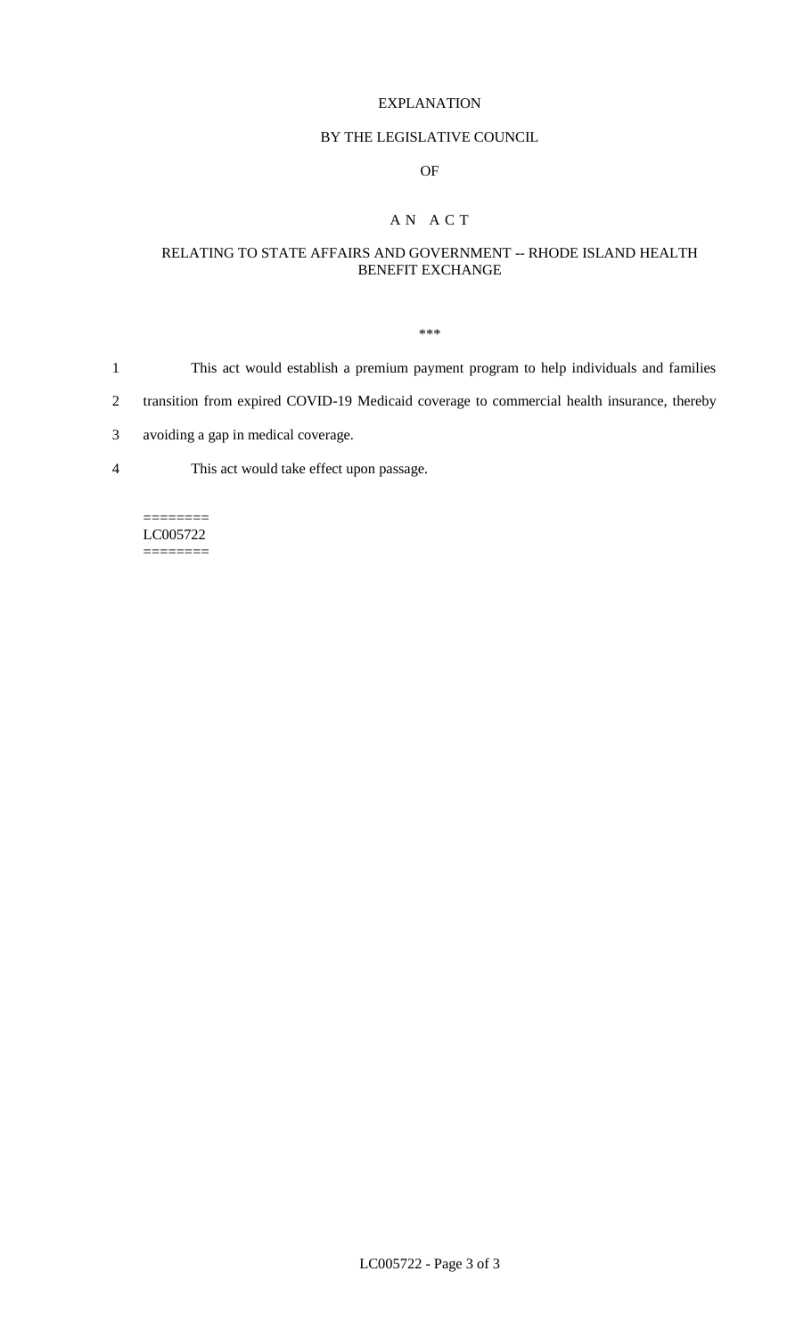EXPLANATION

BY THE LEGISLATIVE COUNCIL

OF

A N A C T

RELATING TO STATE AFFAIRS AND GOVERNMENT -- RHODE ISLAND HEALTH BENEFIT EXCHANGE

\*\*\*

1 This act would establish a premium payment program to help individuals and families
2 transition from expired COVID-19 Medicaid coverage to commercial health insurance, thereby
3 avoiding a gap in medical coverage.
4 This act would take effect upon passage.

========
LC005722
========